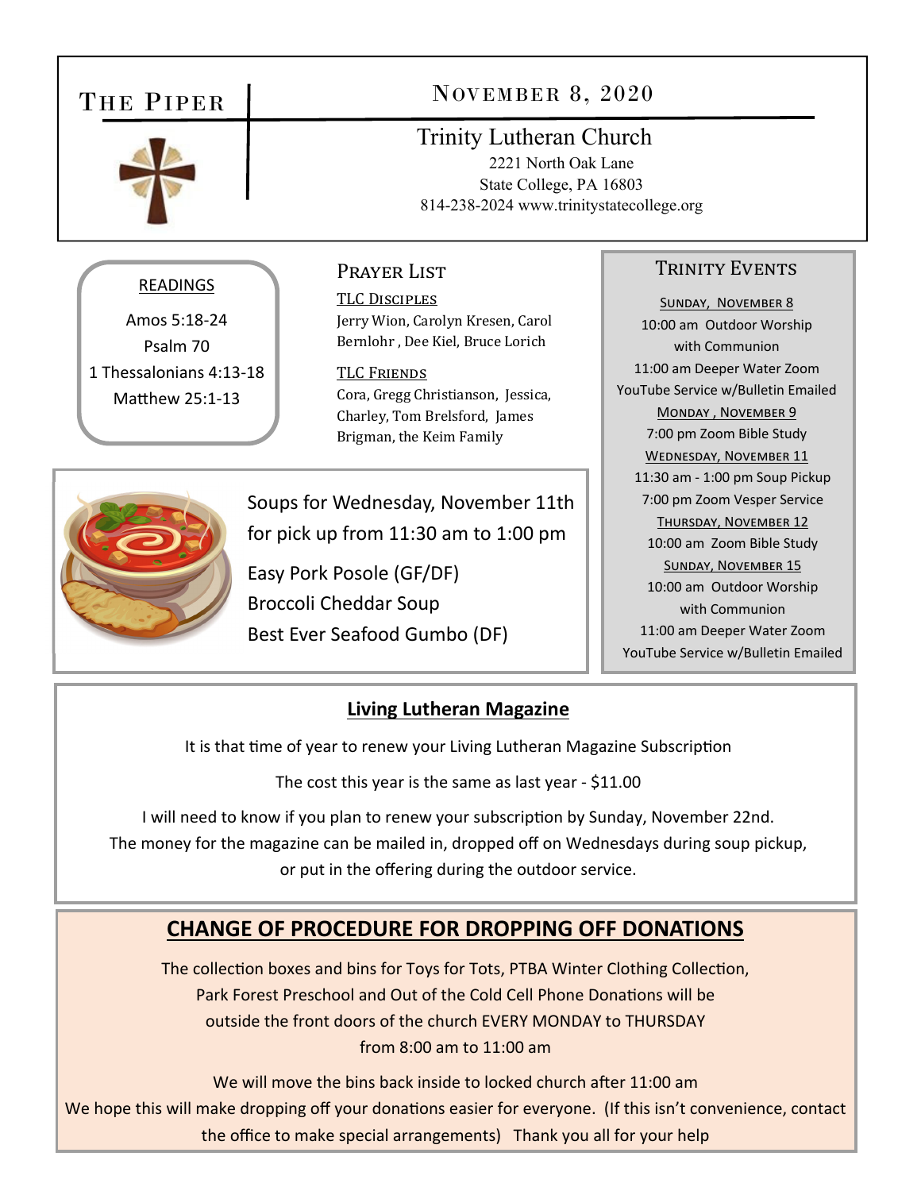# The Piper

## November 8, 2020

Trinity Lutheran Church
2221 North Oak Lane
State College, PA 16803
814-238-2024 www.trinitystatecollege.org

### READINGS

Amos 5:18-24
Psalm 70
1 Thessalonians 4:13-18
Matthew 25:1-13

### Prayer List

**TLC Disciples**
Jerry Wion, Carolyn Kresen, Carol Bernlohr , Dee Kiel, Bruce Lorich

**TLC Friends**
Cora, Gregg Christianson, Jessica, Charley, Tom Brelsford, James Brigman, the Keim Family

### Soups for Wednesday, November 11th for pick up from 11:30 am to 1:00 pm

Easy Pork Posole (GF/DF)
Broccoli Cheddar Soup
Best Ever Seafood Gumbo (DF)

### Trinity Events

**Sunday, November 8**
10:00 am Outdoor Worship with Communion
11:00 am Deeper Water Zoom
YouTube Service w/Bulletin Emailed

**Monday , November 9**
7:00 pm Zoom Bible Study

**Wednesday, November 11**
11:30 am - 1:00 pm Soup Pickup
7:00 pm Zoom Vesper Service

**Thursday, November 12**
10:00 am Zoom Bible Study

**Sunday, November 15**
10:00 am Outdoor Worship with Communion
11:00 am Deeper Water Zoom
YouTube Service w/Bulletin Emailed

## Living Lutheran Magazine

It is that time of year to renew your Living Lutheran Magazine Subscription

The cost this year is the same as last year - $11.00

I will need to know if you plan to renew your subscription by Sunday, November 22nd. The money for the magazine can be mailed in, dropped off on Wednesdays during soup pickup, or put in the offering during the outdoor service.

## CHANGE OF PROCEDURE FOR DROPPING OFF DONATIONS

The collection boxes and bins for Toys for Tots, PTBA Winter Clothing Collection, Park Forest Preschool and Out of the Cold Cell Phone Donations will be outside the front doors of the church EVERY MONDAY to THURSDAY from 8:00 am to 11:00 am

We will move the bins back inside to locked church after 11:00 am
We hope this will make dropping off your donations easier for everyone. (If this isn't convenience, contact the office to make special arrangements) Thank you all for your help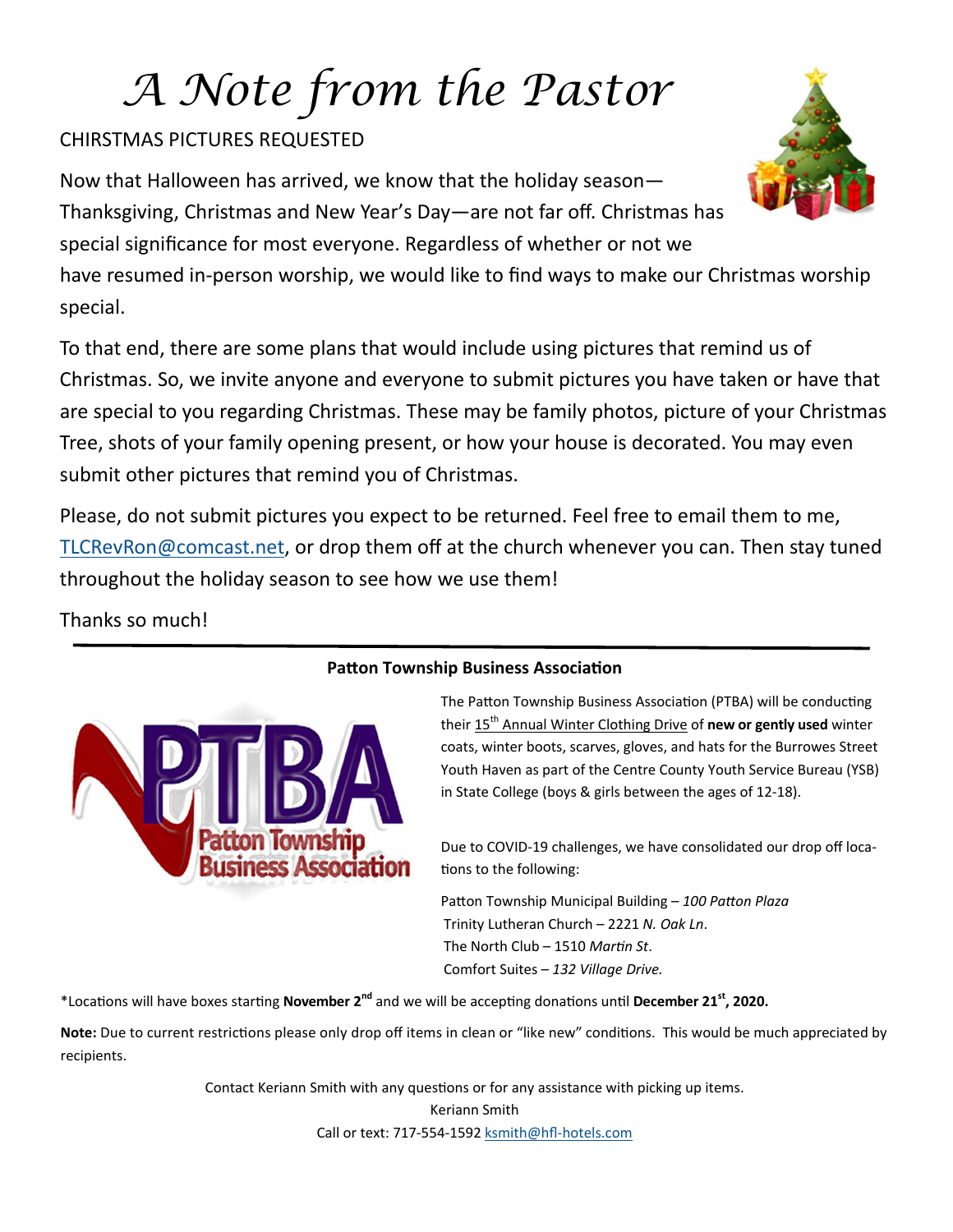# A Note from the Pastor

CHIRSTMAS PICTURES REQUESTED

Now that Halloween has arrived, we know that the holiday season—Thanksgiving, Christmas and New Year's Day—are not far off. Christmas has special significance for most everyone. Regardless of whether or not we have resumed in-person worship, we would like to find ways to make our Christmas worship special.

To that end, there are some plans that would include using pictures that remind us of Christmas. So, we invite anyone and everyone to submit pictures you have taken or have that are special to you regarding Christmas. These may be family photos, picture of your Christmas Tree, shots of your family opening present, or how your house is decorated. You may even submit other pictures that remind you of Christmas.

Please, do not submit pictures you expect to be returned. Feel free to email them to me, TLCRevRon@comcast.net, or drop them off at the church whenever you can. Then stay tuned throughout the holiday season to see how we use them!

Thanks so much!

---

**Patton Township Business Association**

The Patton Township Business Association (PTBA) will be conducting their 15th Annual Winter Clothing Drive of **new or gently used** winter coats, winter boots, scarves, gloves, and hats for the Burrowes Street Youth Haven as part of the Centre County Youth Service Bureau (YSB) in State College (boys & girls between the ages of 12-18).

Due to COVID-19 challenges, we have consolidated our drop off locations to the following:

Patton Township Municipal Building – *100 Patton Plaza*
Trinity Lutheran Church – 2221 *N. Oak Ln*.
The North Club – 1510 *Martin St*.
Comfort Suites – *132 Village Drive.*

*Locations will have boxes starting **November 2nd** and we will be accepting donations until **December 21st, 2020.**

**Note:** Due to current restrictions please only drop off items in clean or "like new" conditions. This would be much appreciated by recipients.

Contact Keriann Smith with any questions or for any assistance with picking up items.
Keriann Smith
Call or text: 717-554-1592 ksmith@hfl-hotels.com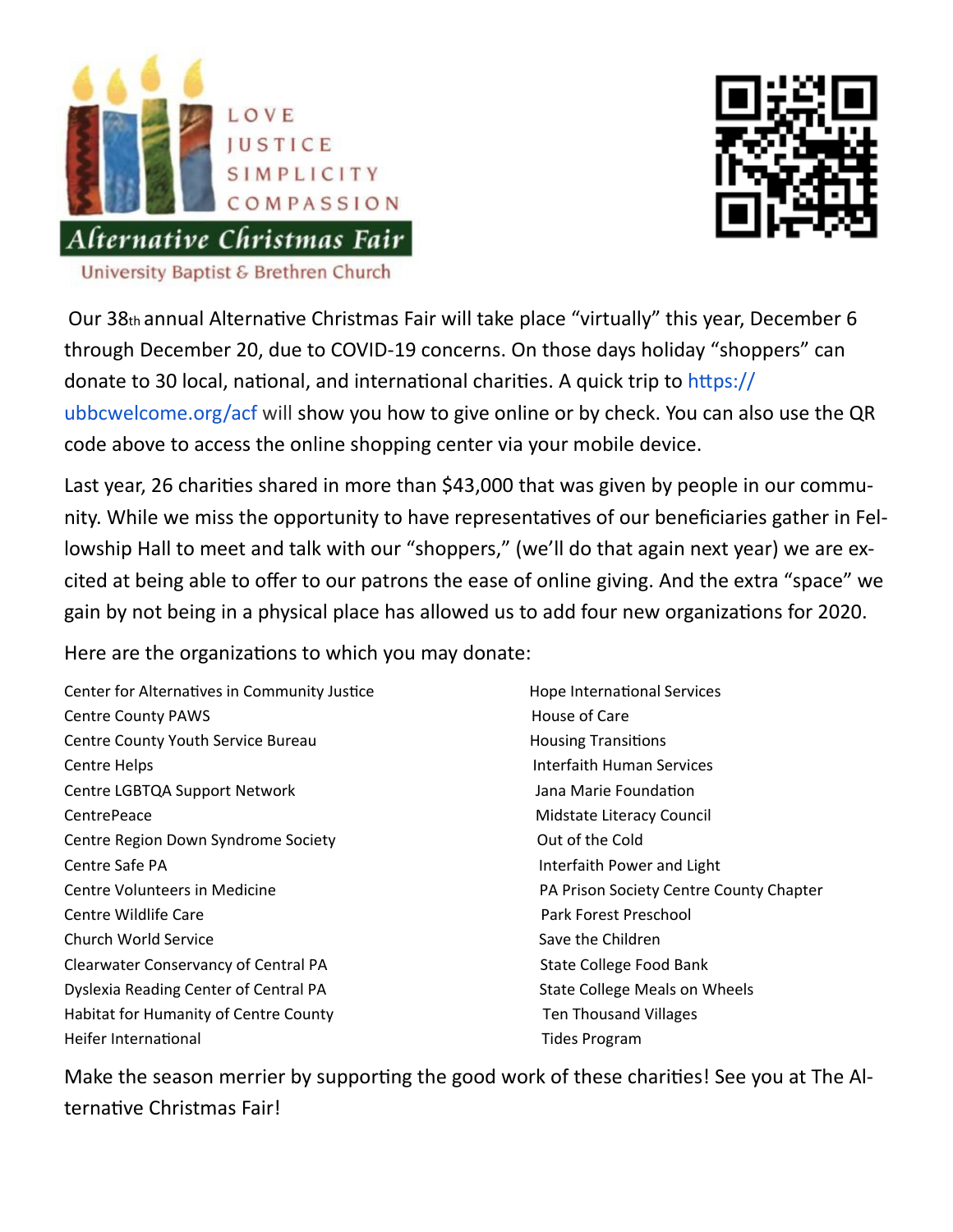LOVE
JUSTICE
SIMPLICITY
COMPASSION

# Alternative Christmas Fair

University Baptist & Brethren Church

Our 38th annual Alternative Christmas Fair will take place "virtually" this year, December 6 through December 20, due to COVID-19 concerns. On those days holiday "shoppers" can donate to 30 local, national, and international charities. A quick trip to https://ubbcwelcome.org/acf will show you how to give online or by check. You can also use the QR code above to access the online shopping center via your mobile device.

Last year, 26 charities shared in more than $43,000 that was given by people in our community. While we miss the opportunity to have representatives of our beneficiaries gather in Fellowship Hall to meet and talk with our "shoppers," (we'll do that again next year) we are excited at being able to offer to our patrons the ease of online giving. And the extra "space" we gain by not being in a physical place has allowed us to add four new organizations for 2020.

Here are the organizations to which you may donate:

- Center for Alternatives in Community Justice
- Centre County PAWS
- Centre County Youth Service Bureau
- Centre Helps
- Centre LGBTQA Support Network
- CentrePeace
- Centre Region Down Syndrome Society
- Centre Safe PA
- Centre Volunteers in Medicine
- Centre Wildlife Care
- Church World Service
- Clearwater Conservancy of Central PA
- Dyslexia Reading Center of Central PA
- Habitat for Humanity of Centre County
- Heifer International
- Hope International Services
- House of Care
- Housing Transitions
- Interfaith Human Services
- Jana Marie Foundation
- Midstate Literacy Council
- Out of the Cold
- Interfaith Power and Light
- PA Prison Society Centre County Chapter
- Park Forest Preschool
- Save the Children
- State College Food Bank
- State College Meals on Wheels
- Ten Thousand Villages
- Tides Program

Make the season merrier by supporting the good work of these charities! See you at The Alternative Christmas Fair!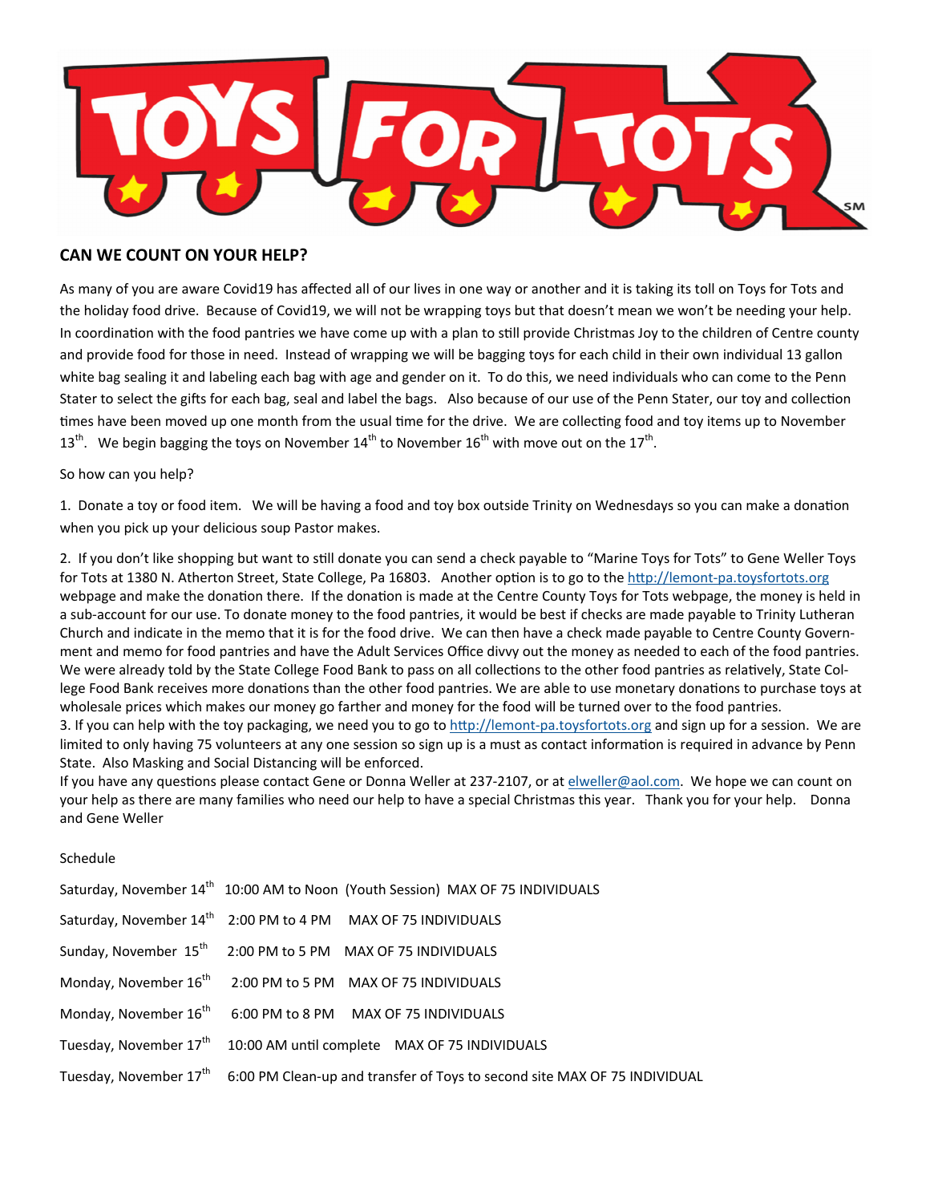TOYS FOR TOTS℠

## CAN WE COUNT ON YOUR HELP?

As many of you are aware Covid19 has affected all of our lives in one way or another and it is taking its toll on Toys for Tots and the holiday food drive. Because of Covid19, we will not be wrapping toys but that doesn't mean we won't be needing your help. In coordination with the food pantries we have come up with a plan to still provide Christmas Joy to the children of Centre county and provide food for those in need. Instead of wrapping we will be bagging toys for each child in their own individual 13 gallon white bag sealing it and labeling each bag with age and gender on it. To do this, we need individuals who can come to the Penn Stater to select the gifts for each bag, seal and label the bags. Also because of our use of the Penn Stater, our toy and collection times have been moved up one month from the usual time for the drive. We are collecting food and toy items up to November 13th. We begin bagging the toys on November 14th to November 16th with move out on the 17th.

So how can you help?

1. Donate a toy or food item. We will be having a food and toy box outside Trinity on Wednesdays so you can make a donation when you pick up your delicious soup Pastor makes.

2. If you don't like shopping but want to still donate you can send a check payable to "Marine Toys for Tots" to Gene Weller Toys for Tots at 1380 N. Atherton Street, State College, Pa 16803. Another option is to go to the http://lemont-pa.toysfortots.org webpage and make the donation there. If the donation is made at the Centre County Toys for Tots webpage, the money is held in a sub-account for our use. To donate money to the food pantries, it would be best if checks are made payable to Trinity Lutheran Church and indicate in the memo that it is for the food drive. We can then have a check made payable to Centre County Government and memo for food pantries and have the Adult Services Office divvy out the money as needed to each of the food pantries. We were already told by the State College Food Bank to pass on all collections to the other food pantries as relatively, State College Food Bank receives more donations than the other food pantries. We are able to use monetary donations to purchase toys at wholesale prices which makes our money go farther and money for the food will be turned over to the food pantries.

3. If you can help with the toy packaging, we need you to go to http://lemont-pa.toysfortots.org and sign up for a session. We are limited to only having 75 volunteers at any one session so sign up is a must as contact information is required in advance by Penn State. Also Masking and Social Distancing will be enforced.

If you have any questions please contact Gene or Donna Weller at 237-2107, or at elweller@aol.com. We hope we can count on your help as there are many families who need our help to have a special Christmas this year. Thank you for your help. Donna and Gene Weller

Schedule

Saturday, November 14th 10:00 AM to Noon (Youth Session) MAX OF 75 INDIVIDUALS

Saturday, November 14th 2:00 PM to 4 PM MAX OF 75 INDIVIDUALS

Sunday, November 15th 2:00 PM to 5 PM MAX OF 75 INDIVIDUALS

Monday, November 16th 2:00 PM to 5 PM MAX OF 75 INDIVIDUALS

Monday, November 16th 6:00 PM to 8 PM MAX OF 75 INDIVIDUALS

Tuesday, November 17th 10:00 AM until complete MAX OF 75 INDIVIDUALS

Tuesday, November 17th 6:00 PM Clean-up and transfer of Toys to second site MAX OF 75 INDIVIDUAL